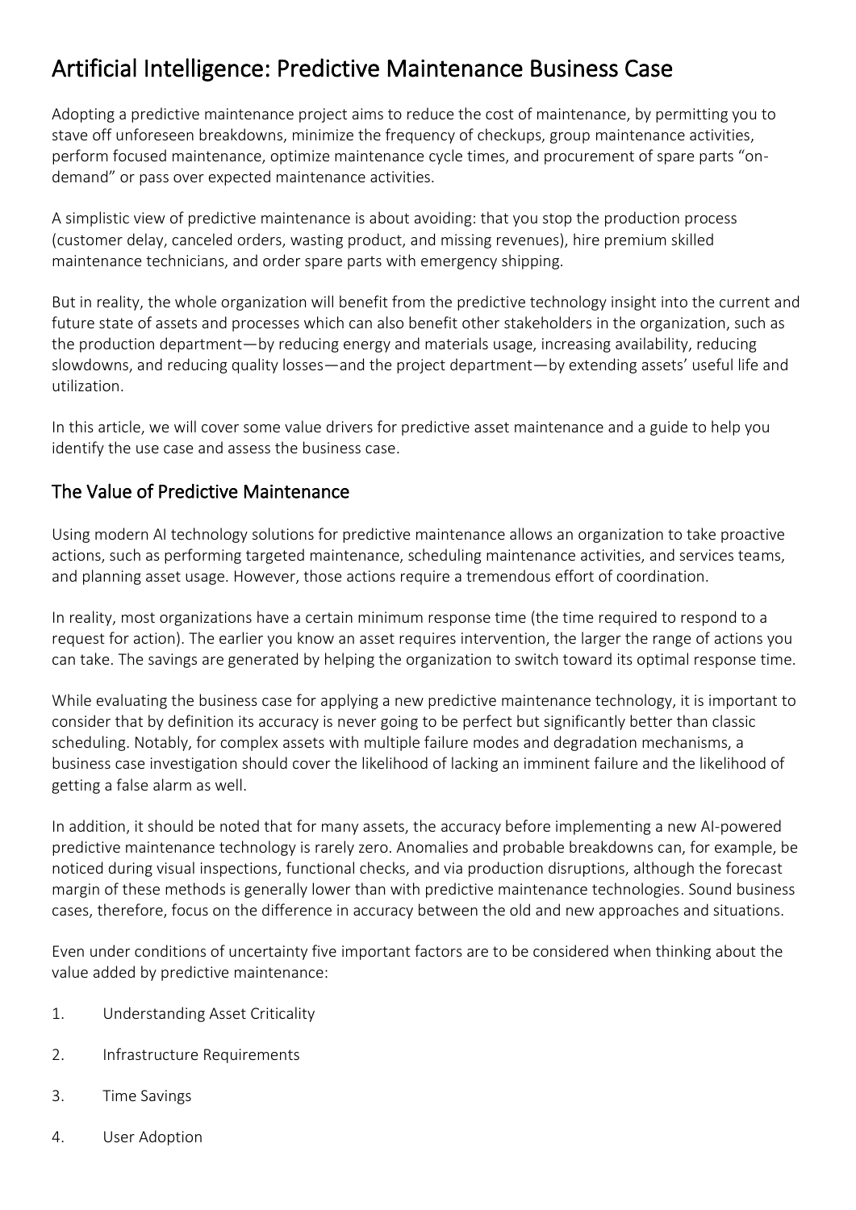# Artificial Intelligence: Predictive Maintenance Business Case

Adopting a predictive maintenance project aims to reduce the cost of maintenance, by permitting you to stave off unforeseen breakdowns, minimize the frequency of checkups, group maintenance activities, perform focused maintenance, optimize maintenance cycle times, and procurement of spare parts "on-demand" or pass over expected maintenance activities.

A simplistic view of predictive maintenance is about avoiding: that you stop the production process (customer delay, canceled orders, wasting product, and missing revenues), hire premium skilled maintenance technicians, and order spare parts with emergency shipping.

But in reality, the whole organization will benefit from the predictive technology insight into the current and future state of assets and processes which can also benefit other stakeholders in the organization, such as the production department—by reducing energy and materials usage, increasing availability, reducing slowdowns, and reducing quality losses—and the project department—by extending assets' useful life and utilization.

In this article, we will cover some value drivers for predictive asset maintenance and a guide to help you identify the use case and assess the business case.

## The Value of Predictive Maintenance

Using modern AI technology solutions for predictive maintenance allows an organization to take proactive actions, such as performing targeted maintenance, scheduling maintenance activities, and services teams, and planning asset usage. However, those actions require a tremendous effort of coordination.

In reality, most organizations have a certain minimum response time (the time required to respond to a request for action). The earlier you know an asset requires intervention, the larger the range of actions you can take. The savings are generated by helping the organization to switch toward its optimal response time.

While evaluating the business case for applying a new predictive maintenance technology, it is important to consider that by definition its accuracy is never going to be perfect but significantly better than classic scheduling. Notably, for complex assets with multiple failure modes and degradation mechanisms, a business case investigation should cover the likelihood of lacking an imminent failure and the likelihood of getting a false alarm as well.

In addition, it should be noted that for many assets, the accuracy before implementing a new AI-powered predictive maintenance technology is rarely zero. Anomalies and probable breakdowns can, for example, be noticed during visual inspections, functional checks, and via production disruptions, although the forecast margin of these methods is generally lower than with predictive maintenance technologies. Sound business cases, therefore, focus on the difference in accuracy between the old and new approaches and situations.

Even under conditions of uncertainty five important factors are to be considered when thinking about the value added by predictive maintenance:

1. Understanding Asset Criticality
2. Infrastructure Requirements
3. Time Savings
4. User Adoption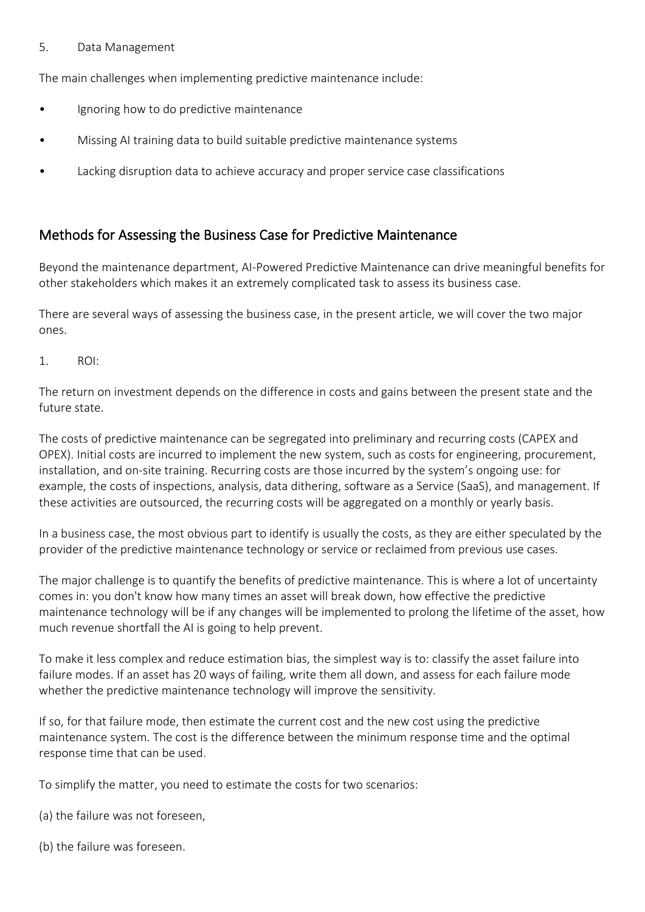5. Data Management

The main challenges when implementing predictive maintenance include:

- Ignoring how to do predictive maintenance
- Missing AI training data to build suitable predictive maintenance systems
- Lacking disruption data to achieve accuracy and proper service case classifications

## Methods for Assessing the Business Case for Predictive Maintenance

Beyond the maintenance department, AI-Powered Predictive Maintenance can drive meaningful benefits for other stakeholders which makes it an extremely complicated task to assess its business case.

There are several ways of assessing the business case, in the present article, we will cover the two major ones.

1. ROI:

The return on investment depends on the difference in costs and gains between the present state and the future state.

The costs of predictive maintenance can be segregated into preliminary and recurring costs (CAPEX and OPEX). Initial costs are incurred to implement the new system, such as costs for engineering, procurement, installation, and on-site training. Recurring costs are those incurred by the system's ongoing use: for example, the costs of inspections, analysis, data dithering, software as a Service (SaaS), and management. If these activities are outsourced, the recurring costs will be aggregated on a monthly or yearly basis.

In a business case, the most obvious part to identify is usually the costs, as they are either speculated by the provider of the predictive maintenance technology or service or reclaimed from previous use cases.

The major challenge is to quantify the benefits of predictive maintenance. This is where a lot of uncertainty comes in: you don't know how many times an asset will break down, how effective the predictive maintenance technology will be if any changes will be implemented to prolong the lifetime of the asset, how much revenue shortfall the AI is going to help prevent.

To make it less complex and reduce estimation bias, the simplest way is to: classify the asset failure into failure modes. If an asset has 20 ways of failing, write them all down, and assess for each failure mode whether the predictive maintenance technology will improve the sensitivity.

If so, for that failure mode, then estimate the current cost and the new cost using the predictive maintenance system. The cost is the difference between the minimum response time and the optimal response time that can be used.

To simplify the matter, you need to estimate the costs for two scenarios:

(a) the failure was not foreseen,

(b) the failure was foreseen.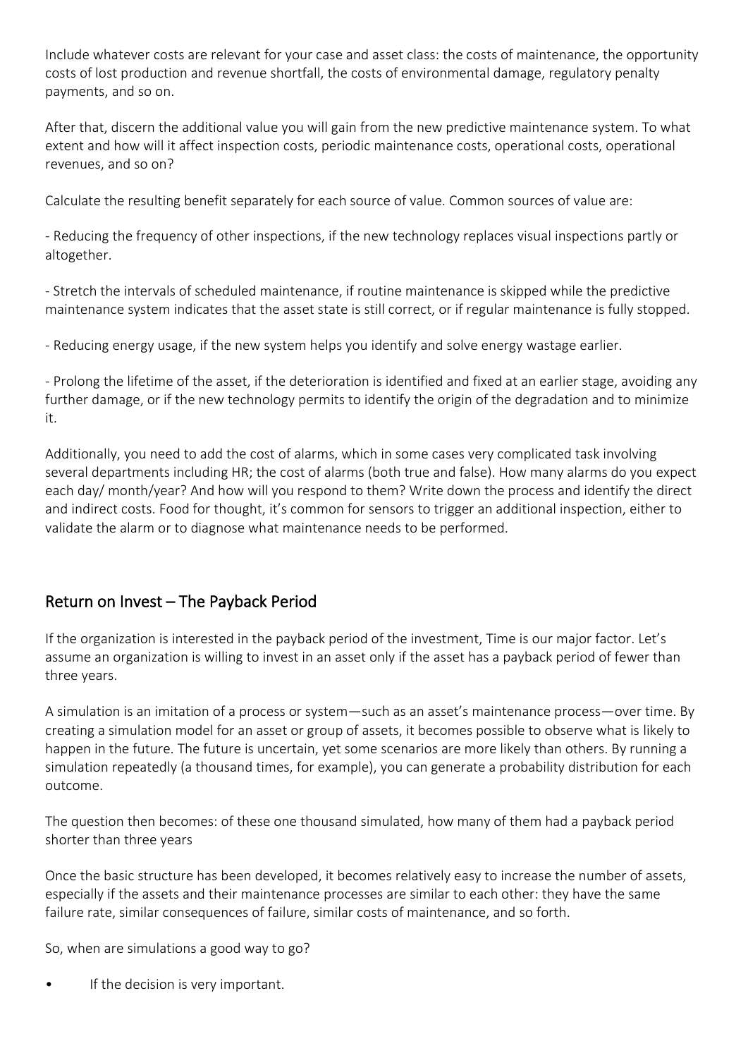Include whatever costs are relevant for your case and asset class: the costs of maintenance, the opportunity costs of lost production and revenue shortfall, the costs of environmental damage, regulatory penalty payments, and so on.

After that, discern the additional value you will gain from the new predictive maintenance system. To what extent and how will it affect inspection costs, periodic maintenance costs, operational costs, operational revenues, and so on?

Calculate the resulting benefit separately for each source of value. Common sources of value are:

- Reducing the frequency of other inspections, if the new technology replaces visual inspections partly or altogether.

- Stretch the intervals of scheduled maintenance, if routine maintenance is skipped while the predictive maintenance system indicates that the asset state is still correct, or if regular maintenance is fully stopped.

- Reducing energy usage, if the new system helps you identify and solve energy wastage earlier.

- Prolong the lifetime of the asset, if the deterioration is identified and fixed at an earlier stage, avoiding any further damage, or if the new technology permits to identify the origin of the degradation and to minimize it.

Additionally, you need to add the cost of alarms, which in some cases very complicated task involving several departments including HR; the cost of alarms (both true and false). How many alarms do you expect each day/ month/year? And how will you respond to them? Write down the process and identify the direct and indirect costs. Food for thought, it's common for sensors to trigger an additional inspection, either to validate the alarm or to diagnose what maintenance needs to be performed.

## Return on Invest – The Payback Period

If the organization is interested in the payback period of the investment, Time is our major factor. Let's assume an organization is willing to invest in an asset only if the asset has a payback period of fewer than three years.

A simulation is an imitation of a process or system—such as an asset's maintenance process—over time. By creating a simulation model for an asset or group of assets, it becomes possible to observe what is likely to happen in the future. The future is uncertain, yet some scenarios are more likely than others. By running a simulation repeatedly (a thousand times, for example), you can generate a probability distribution for each outcome.

The question then becomes: of these one thousand simulated, how many of them had a payback period shorter than three years

Once the basic structure has been developed, it becomes relatively easy to increase the number of assets, especially if the assets and their maintenance processes are similar to each other: they have the same failure rate, similar consequences of failure, similar costs of maintenance, and so forth.

So, when are simulations a good way to go?

- If the decision is very important.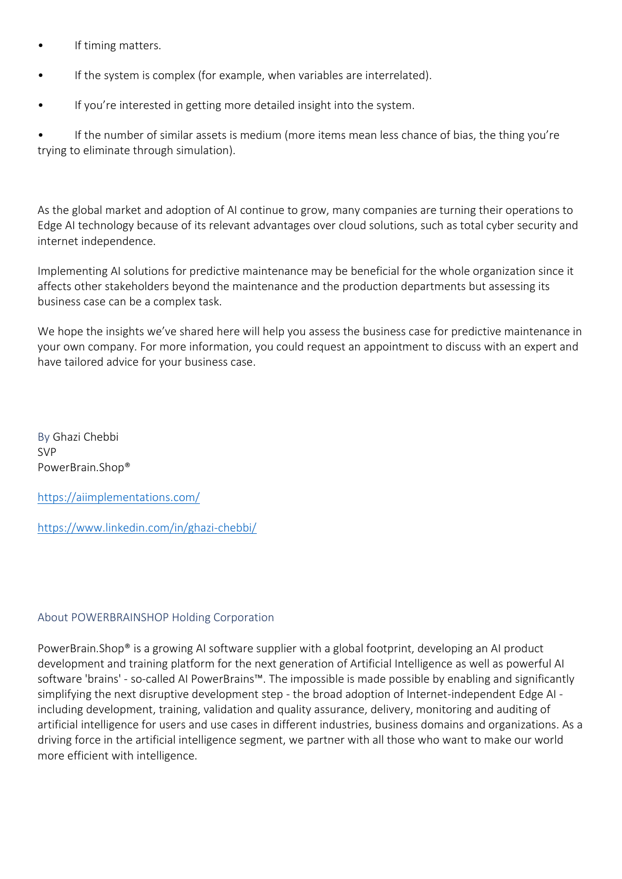- If timing matters.
- If the system is complex (for example, when variables are interrelated).
- If you're interested in getting more detailed insight into the system.
- If the number of similar assets is medium (more items mean less chance of bias, the thing you're trying to eliminate through simulation).

As the global market and adoption of AI continue to grow, many companies are turning their operations to Edge AI technology because of its relevant advantages over cloud solutions, such as total cyber security and internet independence.

Implementing AI solutions for predictive maintenance may be beneficial for the whole organization since it affects other stakeholders beyond the maintenance and the production departments but assessing its business case can be a complex task.

We hope the insights we've shared here will help you assess the business case for predictive maintenance in your own company. For more information, you could request an appointment to discuss with an expert and have tailored advice for your business case.

By Ghazi Chebbi
SVP
PowerBrain.Shop®

https://aiimplementations.com/

https://www.linkedin.com/in/ghazi-chebbi/

### About POWERBRAINSHOP Holding Corporation

PowerBrain.Shop® is a growing AI software supplier with a global footprint, developing an AI product development and training platform for the next generation of Artificial Intelligence as well as powerful AI software 'brains' - so-called AI PowerBrains™. The impossible is made possible by enabling and significantly simplifying the next disruptive development step - the broad adoption of Internet-independent Edge AI - including development, training, validation and quality assurance, delivery, monitoring and auditing of artificial intelligence for users and use cases in different industries, business domains and organizations. As a driving force in the artificial intelligence segment, we partner with all those who want to make our world more efficient with intelligence.